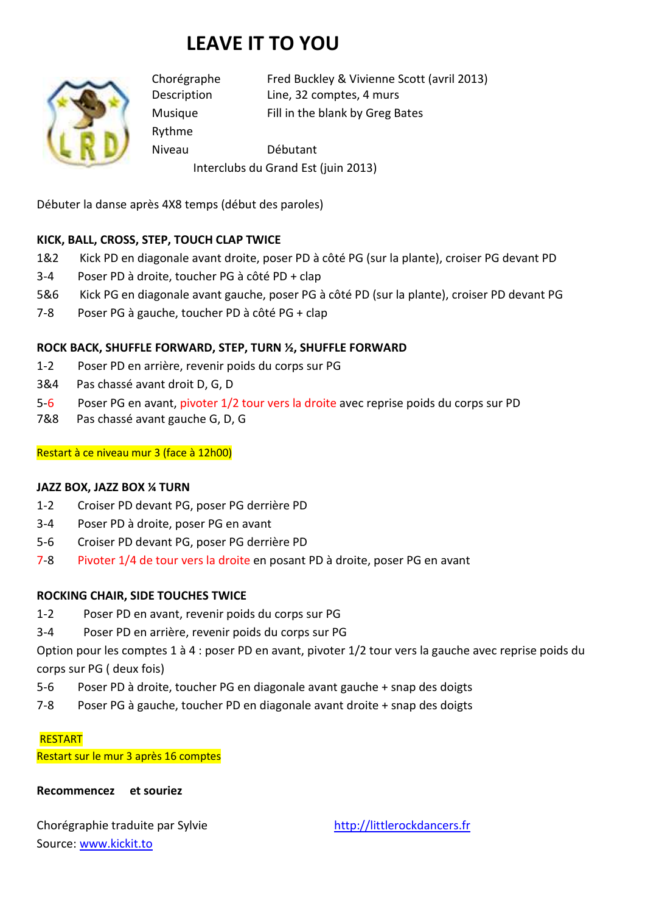# LEAVE IT TO YOU

| | |
|---|---|
| Chorégraphe | Fred Buckley & Vivienne Scott (avril 2013) |
| Description | Line, 32 comptes, 4 murs |
| Musique | Fill in the blank by Greg Bates |
| Rythme | |
| Niveau | Débutant |

Interclubs du Grand Est (juin 2013)

Débuter la danse après 4X8 temps (début des paroles)

**KICK, BALL, CROSS, STEP, TOUCH CLAP TWICE**

1&2 Kick PD en diagonale avant droite, poser PD à côté PG (sur la plante), croiser PG devant PD
3-4 Poser PD à droite, toucher PG à côté PD + clap
5&6 Kick PG en diagonale avant gauche, poser PG à côté PD (sur la plante), croiser PD devant PG
7-8 Poser PG à gauche, toucher PD à côté PG + clap

**ROCK BACK, SHUFFLE FORWARD, STEP, TURN ½, SHUFFLE FORWARD**

1-2 Poser PD en arrière, revenir poids du corps sur PG
3&4 Pas chassé avant droit D, G, D
5-6 Poser PG en avant, pivoter 1/2 tour vers la droite avec reprise poids du corps sur PD
7&8 Pas chassé avant gauche G, D, G

Restart à ce niveau mur 3 (face à 12h00)

**JAZZ BOX, JAZZ BOX ¼ TURN**

1-2 Croiser PD devant PG, poser PG derrière PD
3-4 Poser PD à droite, poser PG en avant
5-6 Croiser PD devant PG, poser PG derrière PD
7-8 Pivoter 1/4 de tour vers la droite en posant PD à droite, poser PG en avant

**ROCKING CHAIR, SIDE TOUCHES TWICE**

1-2 Poser PD en avant, revenir poids du corps sur PG
3-4 Poser PD en arrière, revenir poids du corps sur PG

Option pour les comptes 1 à 4 : poser PD en avant, pivoter 1/2 tour vers la gauche avec reprise poids du corps sur PG ( deux fois)

5-6 Poser PD à droite, toucher PG en diagonale avant gauche + snap des doigts
7-8 Poser PG à gauche, toucher PD en diagonale avant droite + snap des doigts

RESTART
Restart sur le mur 3 après 16 comptes

**Recommencez et souriez**

Chorégraphie traduite par Sylvie http://littlerockdancers.fr
Source: www.kickit.to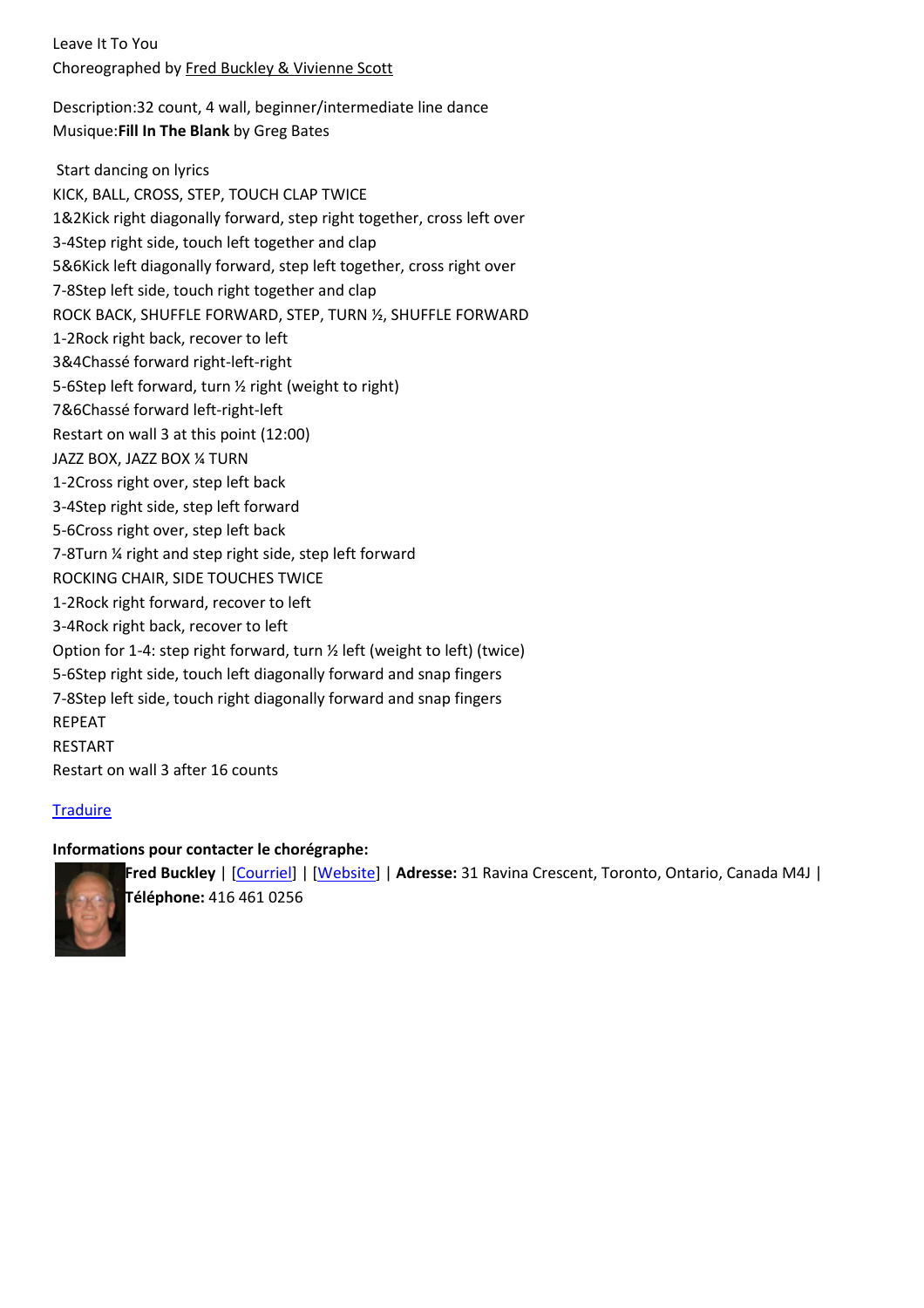Leave It To You

Choreographed by Fred Buckley & Vivienne Scott

Description:32 count, 4 wall, beginner/intermediate line dance

Musique:**Fill In The Blank** by Greg Bates

Start dancing on lyrics

KICK, BALL, CROSS, STEP, TOUCH CLAP TWICE

1&2Kick right diagonally forward, step right together, cross left over

3-4Step right side, touch left together and clap

5&6Kick left diagonally forward, step left together, cross right over

7-8Step left side, touch right together and clap

ROCK BACK, SHUFFLE FORWARD, STEP, TURN ½, SHUFFLE FORWARD

1-2Rock right back, recover to left

3&4Chassé forward right-left-right

5-6Step left forward, turn ½ right (weight to right)

7&6Chassé forward left-right-left

Restart on wall 3 at this point (12:00)

JAZZ BOX, JAZZ BOX ¼ TURN

1-2Cross right over, step left back

3-4Step right side, step left forward

5-6Cross right over, step left back

7-8Turn ¼ right and step right side, step left forward

ROCKING CHAIR, SIDE TOUCHES TWICE

1-2Rock right forward, recover to left

3-4Rock right back, recover to left

Option for 1-4: step right forward, turn ½ left (weight to left) (twice)

5-6Step right side, touch left diagonally forward and snap fingers

7-8Step left side, touch right diagonally forward and snap fingers

REPEAT

RESTART

Restart on wall 3 after 16 counts

Traduire

**Informations pour contacter le chorégraphe:**

**Fred Buckley** | [Courriel] | [Website] | **Adresse:** 31 Ravina Crescent, Toronto, Ontario, Canada M4J | **Téléphone:** 416 461 0256